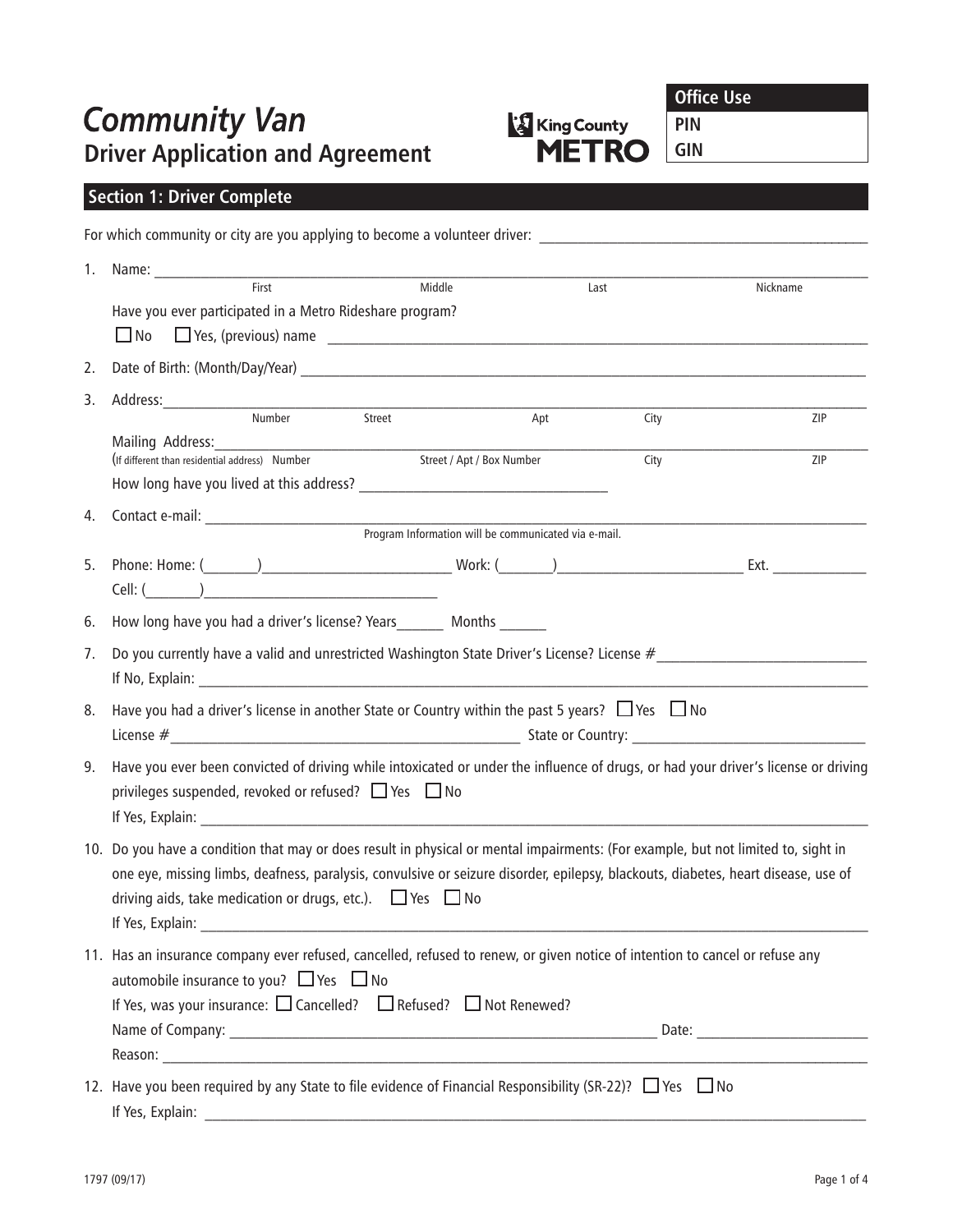# Community Van

## Driver Application and Agreement

King County METRO

| Office Use |
| --- |
| PIN |
| GIN |

## Section 1: Driver Complete

For which community or city are you applying to become a volunteer driver: ______________________________

1. Name: ______________________________
   First Middle Last Nickname

   Have you ever participated in a Metro Rideshare program?

   ☐ No ☐ Yes, (previous) name ______________________________

2. Date of Birth: (Month/Day/Year) ______________________________

3. Address: ______________________________
   Number Street Apt City ZIP

   Mailing Address: ______________________________
   (If different than residential address) Number Street / Apt / Box Number City ZIP

   How long have you lived at this address? ______________________________

4. Contact e-mail: ______________________________
   Program Information will be communicated via e-mail.

5. Phone: Home: (_______)__________________ Work: (_______)__________________ Ext. ________

   Cell: (_______)__________________

6. How long have you had a driver's license? Years______ Months ______

7. Do you currently have a valid and unrestricted Washington State Driver's License? License #______________________

   If No, Explain: ______________________________

8. Have you had a driver's license in another State or Country within the past 5 years? ☐ Yes ☐ No

   License #______________________ State or Country: ______________________

9. Have you ever been convicted of driving while intoxicated or under the influence of drugs, or had your driver's license or driving privileges suspended, revoked or refused? ☐ Yes ☐ No

   If Yes, Explain: ______________________________

10. Do you have a condition that may or does result in physical or mental impairments: (For example, but not limited to, sight in one eye, missing limbs, deafness, paralysis, convulsive or seizure disorder, epilepsy, blackouts, diabetes, heart disease, use of driving aids, take medication or drugs, etc.). ☐ Yes ☐ No

    If Yes, Explain: ______________________________

11. Has an insurance company ever refused, cancelled, refused to renew, or given notice of intention to cancel or refuse any automobile insurance to you? ☐ Yes ☐ No

    If Yes, was your insurance: ☐ Cancelled? ☐ Refused? ☐ Not Renewed?

    Name of Company: ______________________________ Date: ______________________

    Reason: ______________________________

12. Have you been required by any State to file evidence of Financial Responsibility (SR-22)? ☐ Yes ☐ No

    If Yes, Explain: ______________________________

1797 (09/17)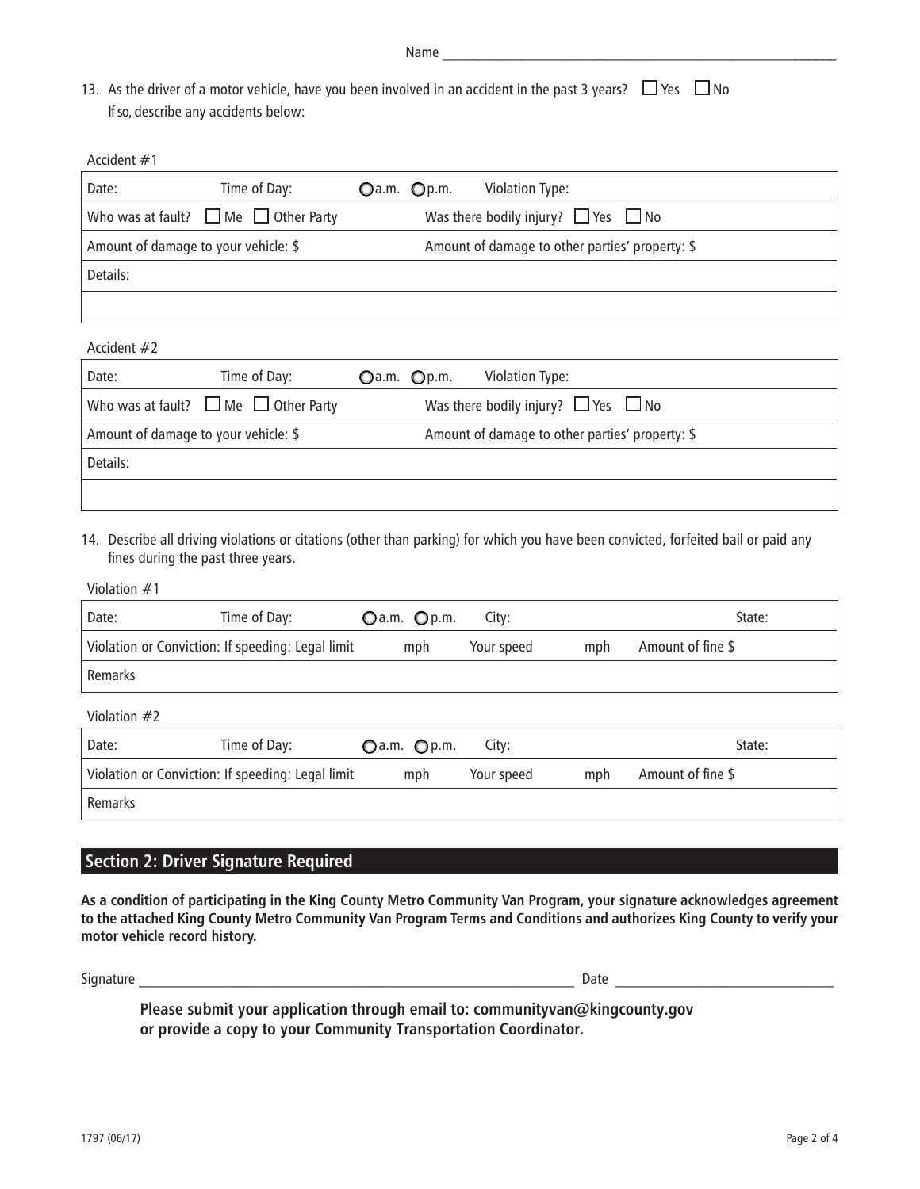Name ____________________________________________

13. As the driver of a motor vehicle, have you been involved in an accident in the past 3 years? ☐ Yes ☐ No
    If so, describe any accidents below:

Accident #1

| Date: | Time of Day: ◯ a.m. ◯ p.m. | Violation Type: |
|---|---|---|
| Who was at fault? ☐ Me ☐ Other Party | | Was there bodily injury? ☐ Yes ☐ No |
| Amount of damage to your vehicle: $ | | Amount of damage to other parties' property: $ |
| Details: | | |
| | | |

Accident #2

| Date: | Time of Day: ◯ a.m. ◯ p.m. | Violation Type: |
|---|---|---|
| Who was at fault? ☐ Me ☐ Other Party | | Was there bodily injury? ☐ Yes ☐ No |
| Amount of damage to your vehicle: $ | | Amount of damage to other parties' property: $ |
| Details: | | |
| | | |

14. Describe all driving violations or citations (other than parking) for which you have been convicted, forfeited bail or paid any fines during the past three years.

Violation #1

| Date: | Time of Day: ◯ a.m. ◯ p.m. | City: | State: |
|---|---|---|---|
| Violation or Conviction: If speeding: Legal limit mph | Your speed mph | Amount of fine $ | |
| Remarks | | | |

Violation #2

| Date: | Time of Day: ◯ a.m. ◯ p.m. | City: | State: |
|---|---|---|---|
| Violation or Conviction: If speeding: Legal limit mph | Your speed mph | Amount of fine $ | |
| Remarks | | | |

## Section 2: Driver Signature Required

**As a condition of participating in the King County Metro Community Van Program, your signature acknowledges agreement to the attached King County Metro Community Van Program Terms and Conditions and authorizes King County to verify your motor vehicle record history.**

Signature ____________________________________________ Date ____________________

**Please submit your application through email to: communityvan@kingcounty.gov or provide a copy to your Community Transportation Coordinator.**

1797 (06/17)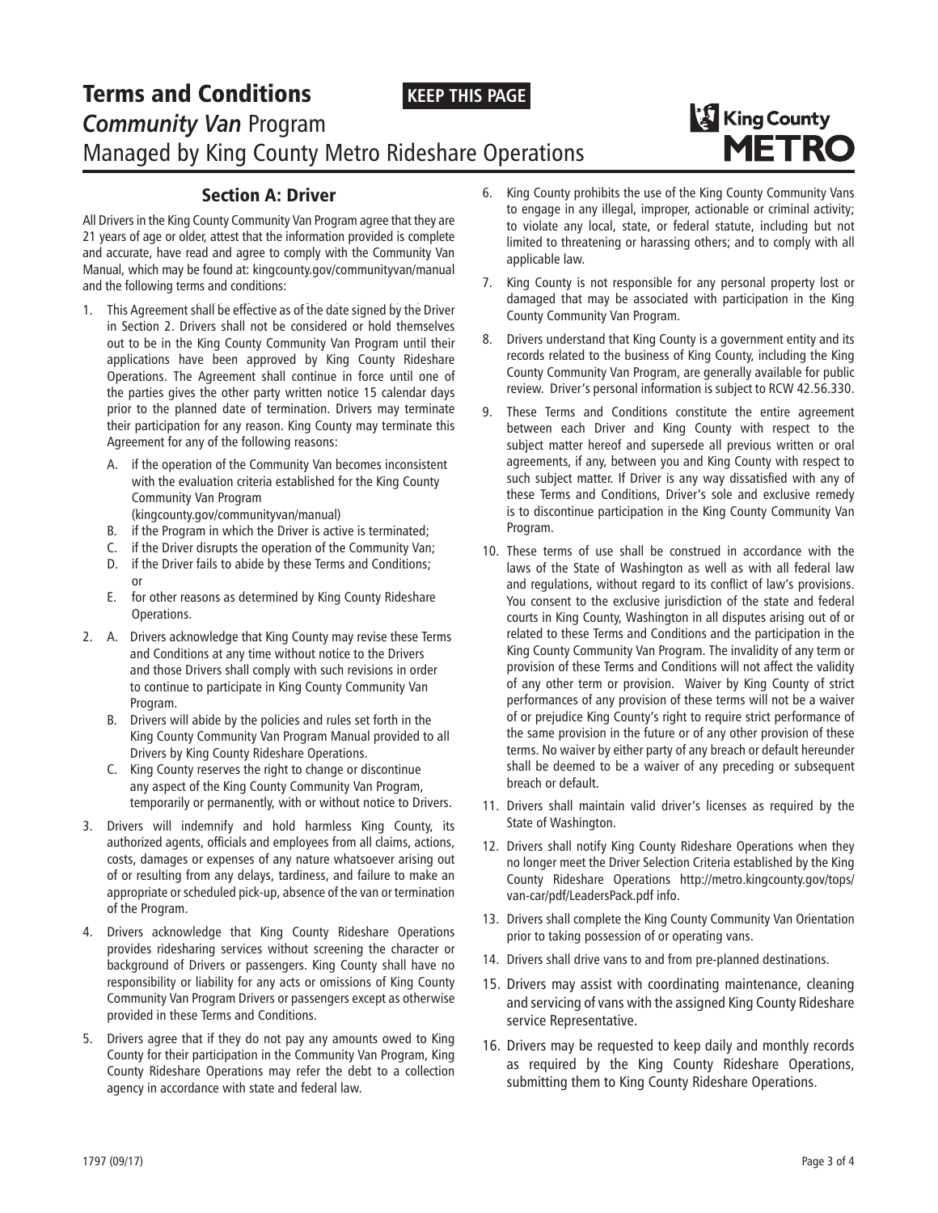# Terms and Conditions

**KEEP THIS PAGE**

## *Community Van* Program

## Managed by King County Metro Rideshare Operations

### Section A: Driver

All Drivers in the King County Community Van Program agree that they are 21 years of age or older, attest that the information provided is complete and accurate, have read and agree to comply with the Community Van Manual, which may be found at: kingcounty.gov/communityvan/manual and the following terms and conditions:

1. This Agreement shall be effective as of the date signed by the Driver in Section 2. Drivers shall not be considered or hold themselves out to be in the King County Community Van Program until their applications have been approved by King County Rideshare Operations. The Agreement shall continue in force until one of the parties gives the other party written notice 15 calendar days prior to the planned date of termination. Drivers may terminate their participation for any reason. King County may terminate this Agreement for any of the following reasons:
   - A. if the operation of the Community Van becomes inconsistent with the evaluation criteria established for the King County Community Van Program (kingcounty.gov/communityvan/manual)
   - B. if the Program in which the Driver is active is terminated;
   - C. if the Driver disrupts the operation of the Community Van;
   - D. if the Driver fails to abide by these Terms and Conditions; or
   - E. for other reasons as determined by King County Rideshare Operations.
2. A. Drivers acknowledge that King County may revise these Terms and Conditions at any time without notice to the Drivers and those Drivers shall comply with such revisions in order to continue to participate in King County Community Van Program.
   - B. Drivers will abide by the policies and rules set forth in the King County Community Van Program Manual provided to all Drivers by King County Rideshare Operations.
   - C. King County reserves the right to change or discontinue any aspect of the King County Community Van Program, temporarily or permanently, with or without notice to Drivers.
3. Drivers will indemnify and hold harmless King County, its authorized agents, officials and employees from all claims, actions, costs, damages or expenses of any nature whatsoever arising out of or resulting from any delays, tardiness, and failure to make an appropriate or scheduled pick-up, absence of the van or termination of the Program.
4. Drivers acknowledge that King County Rideshare Operations provides ridesharing services without screening the character or background of Drivers or passengers. King County shall have no responsibility or liability for any acts or omissions of King County Community Van Program Drivers or passengers except as otherwise provided in these Terms and Conditions.
5. Drivers agree that if they do not pay any amounts owed to King County for their participation in the Community Van Program, King County Rideshare Operations may refer the debt to a collection agency in accordance with state and federal law.
6. King County prohibits the use of the King County Community Vans to engage in any illegal, improper, actionable or criminal activity; to violate any local, state, or federal statute, including but not limited to threatening or harassing others; and to comply with all applicable law.
7. King County is not responsible for any personal property lost or damaged that may be associated with participation in the King County Community Van Program.
8. Drivers understand that King County is a government entity and its records related to the business of King County, including the King County Community Van Program, are generally available for public review. Driver's personal information is subject to RCW 42.56.330.
9. These Terms and Conditions constitute the entire agreement between each Driver and King County with respect to the subject matter hereof and supersede all previous written or oral agreements, if any, between you and King County with respect to such subject matter. If Driver is any way dissatisfied with any of these Terms and Conditions, Driver's sole and exclusive remedy is to discontinue participation in the King County Community Van Program.
10. These terms of use shall be construed in accordance with the laws of the State of Washington as well as with all federal law and regulations, without regard to its conflict of law's provisions. You consent to the exclusive jurisdiction of the state and federal courts in King County, Washington in all disputes arising out of or related to these Terms and Conditions and the participation in the King County Community Van Program. The invalidity of any term or provision of these Terms and Conditions will not affect the validity of any other term or provision. Waiver by King County of strict performances of any provision of these terms will not be a waiver of or prejudice King County's right to require strict performance of the same provision in the future or of any other provision of these terms. No waiver by either party of any breach or default hereunder shall be deemed to be a waiver of any preceding or subsequent breach or default.
11. Drivers shall maintain valid driver's licenses as required by the State of Washington.
12. Drivers shall notify King County Rideshare Operations when they no longer meet the Driver Selection Criteria established by the King County Rideshare Operations http://metro.kingcounty.gov/tops/van-car/pdf/LeadersPack.pdf info.
13. Drivers shall complete the King County Community Van Orientation prior to taking possession of or operating vans.
14. Drivers shall drive vans to and from pre-planned destinations.
15. Drivers may assist with coordinating maintenance, cleaning and servicing of vans with the assigned King County Rideshare service Representative.
16. Drivers may be requested to keep daily and monthly records as required by the King County Rideshare Operations, submitting them to King County Rideshare Operations.

1797 (09/17)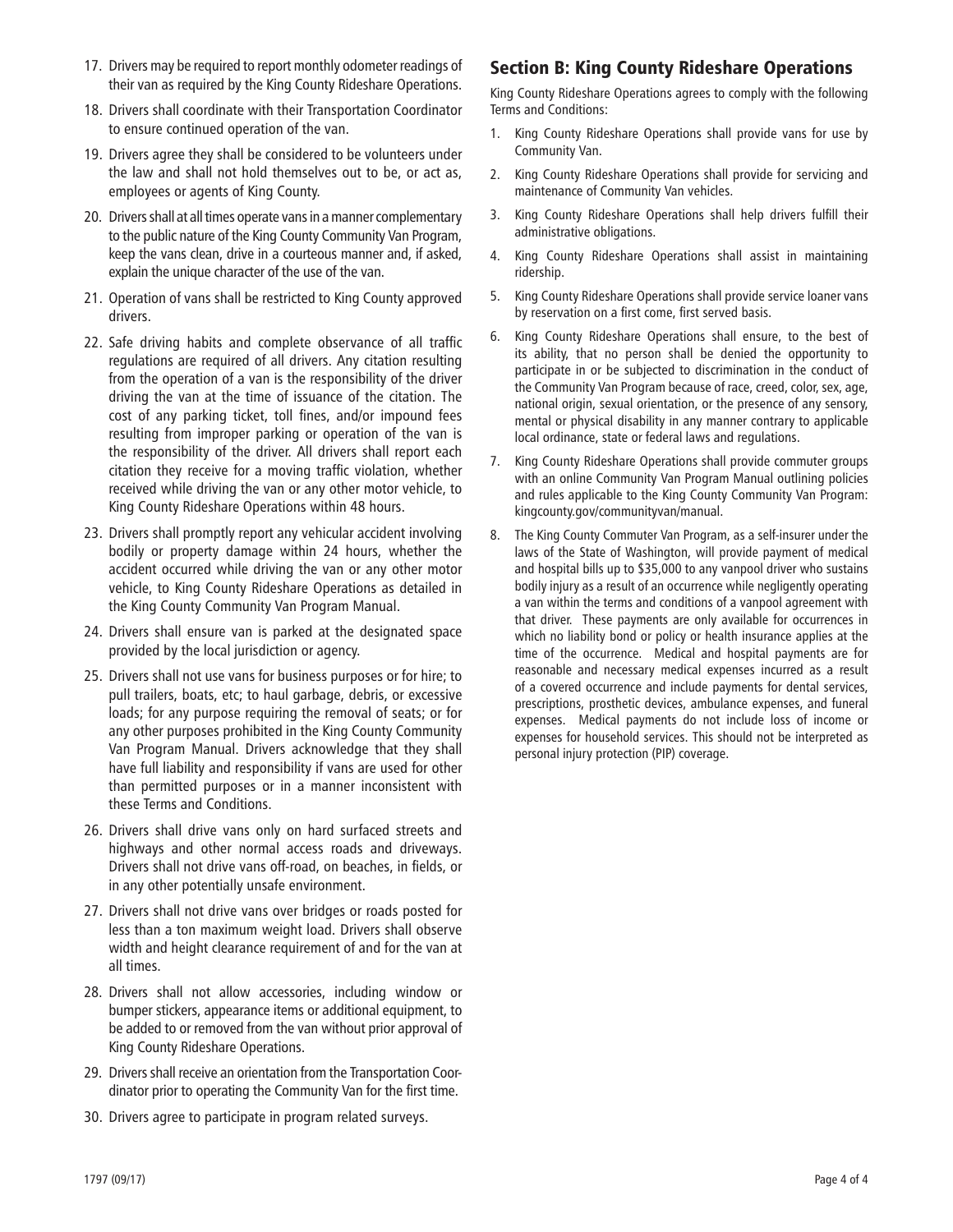17. Drivers may be required to report monthly odometer readings of their van as required by the King County Rideshare Operations.
18. Drivers shall coordinate with their Transportation Coordinator to ensure continued operation of the van.
19. Drivers agree they shall be considered to be volunteers under the law and shall not hold themselves out to be, or act as, employees or agents of King County.
20. Drivers shall at all times operate vans in a manner complementary to the public nature of the King County Community Van Program, keep the vans clean, drive in a courteous manner and, if asked, explain the unique character of the use of the van.
21. Operation of vans shall be restricted to King County approved drivers.
22. Safe driving habits and complete observance of all traffic regulations are required of all drivers. Any citation resulting from the operation of a van is the responsibility of the driver driving the van at the time of issuance of the citation. The cost of any parking ticket, toll fines, and/or impound fees resulting from improper parking or operation of the van is the responsibility of the driver. All drivers shall report each citation they receive for a moving traffic violation, whether received while driving the van or any other motor vehicle, to King County Rideshare Operations within 48 hours.
23. Drivers shall promptly report any vehicular accident involving bodily or property damage within 24 hours, whether the accident occurred while driving the van or any other motor vehicle, to King County Rideshare Operations as detailed in the King County Community Van Program Manual.
24. Drivers shall ensure van is parked at the designated space provided by the local jurisdiction or agency.
25. Drivers shall not use vans for business purposes or for hire; to pull trailers, boats, etc; to haul garbage, debris, or excessive loads; for any purpose requiring the removal of seats; or for any other purposes prohibited in the King County Community Van Program Manual. Drivers acknowledge that they shall have full liability and responsibility if vans are used for other than permitted purposes or in a manner inconsistent with these Terms and Conditions.
26. Drivers shall drive vans only on hard surfaced streets and highways and other normal access roads and driveways. Drivers shall not drive vans off-road, on beaches, in fields, or in any other potentially unsafe environment.
27. Drivers shall not drive vans over bridges or roads posted for less than a ton maximum weight load. Drivers shall observe width and height clearance requirement of and for the van at all times.
28. Drivers shall not allow accessories, including window or bumper stickers, appearance items or additional equipment, to be added to or removed from the van without prior approval of King County Rideshare Operations.
29. Drivers shall receive an orientation from the Transportation Coordinator prior to operating the Community Van for the first time.
30. Drivers agree to participate in program related surveys.

## Section B: King County Rideshare Operations

King County Rideshare Operations agrees to comply with the following Terms and Conditions:

1. King County Rideshare Operations shall provide vans for use by Community Van.
2. King County Rideshare Operations shall provide for servicing and maintenance of Community Van vehicles.
3. King County Rideshare Operations shall help drivers fulfill their administrative obligations.
4. King County Rideshare Operations shall assist in maintaining ridership.
5. King County Rideshare Operations shall provide service loaner vans by reservation on a first come, first served basis.
6. King County Rideshare Operations shall ensure, to the best of its ability, that no person shall be denied the opportunity to participate in or be subjected to discrimination in the conduct of the Community Van Program because of race, creed, color, sex, age, national origin, sexual orientation, or the presence of any sensory, mental or physical disability in any manner contrary to applicable local ordinance, state or federal laws and regulations.
7. King County Rideshare Operations shall provide commuter groups with an online Community Van Program Manual outlining policies and rules applicable to the King County Community Van Program: kingcounty.gov/communityvan/manual.
8. The King County Commuter Van Program, as a self-insurer under the laws of the State of Washington, will provide payment of medical and hospital bills up to $35,000 to any vanpool driver who sustains bodily injury as a result of an occurrence while negligently operating a van within the terms and conditions of a vanpool agreement with that driver. These payments are only available for occurrences in which no liability bond or policy or health insurance applies at the time of the occurrence. Medical and hospital payments are for reasonable and necessary medical expenses incurred as a result of a covered occurrence and include payments for dental services, prescriptions, prosthetic devices, ambulance expenses, and funeral expenses. Medical payments do not include loss of income or expenses for household services. This should not be interpreted as personal injury protection (PIP) coverage.

1797 (09/17)